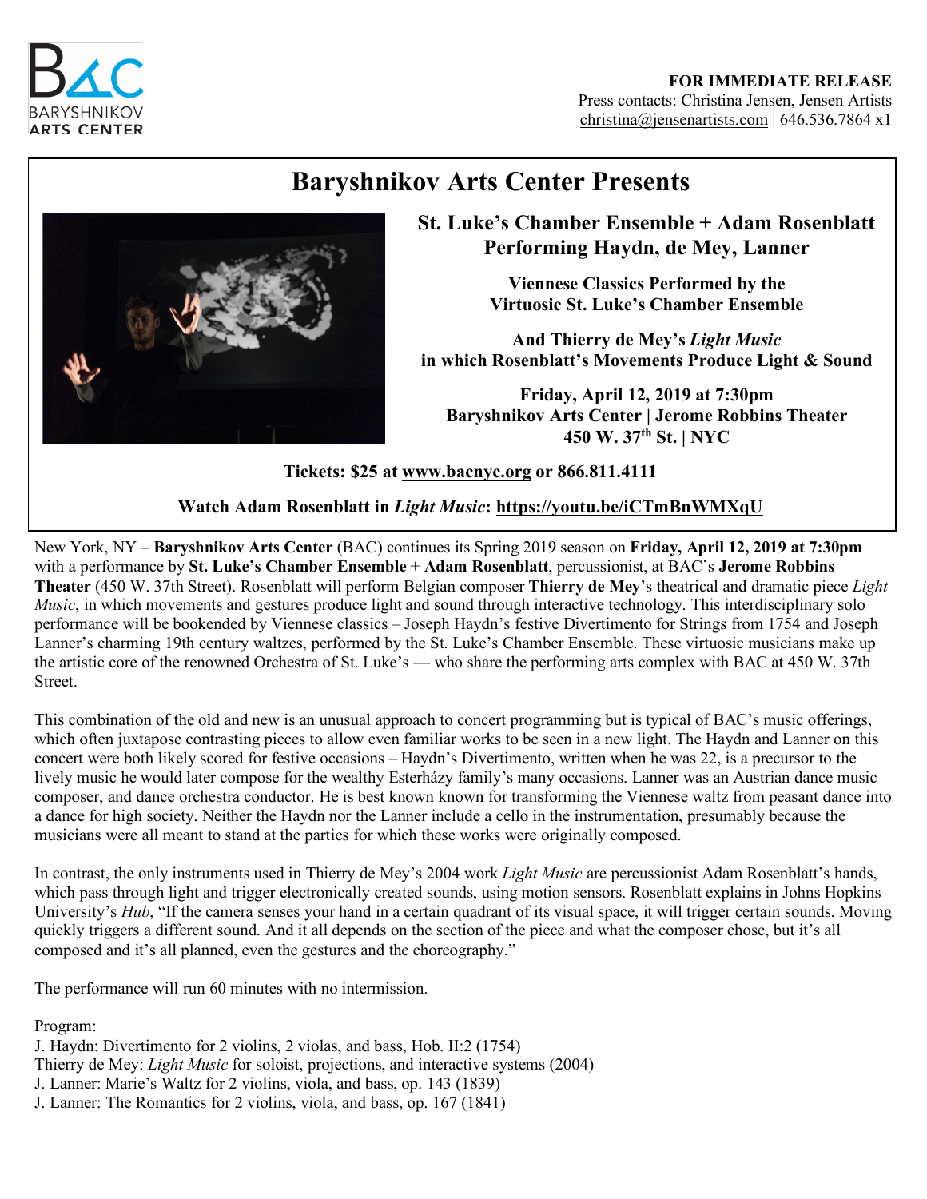BARYSHNIKOV ARTS CENTER

**FOR IMMEDIATE RELEASE**
Press contacts: Christina Jensen, Jensen Artists
christina@jensenartists.com | 646.536.7864 x1

# Baryshnikov Arts Center Presents

## St. Luke's Chamber Ensemble + Adam Rosenblatt Performing Haydn, de Mey, Lanner

**Viennese Classics Performed by the Virtuosic St. Luke's Chamber Ensemble**

**And Thierry de Mey's *Light Music* in which Rosenblatt's Movements Produce Light & Sound**

**Friday, April 12, 2019 at 7:30pm**
**Baryshnikov Arts Center | Jerome Robbins Theater**
**450 W. 37th St. | NYC**

**Tickets: $25 at www.bacnyc.org or 866.811.4111**

**Watch Adam Rosenblatt in *Light Music*: https://youtu.be/iCTmBnWMXqU**

New York, NY – **Baryshnikov Arts Center** (BAC) continues its Spring 2019 season on **Friday, April 12, 2019 at 7:30pm** with a performance by **St. Luke's Chamber Ensemble** + **Adam Rosenblatt**, percussionist, at BAC's **Jerome Robbins Theater** (450 W. 37th Street). Rosenblatt will perform Belgian composer **Thierry de Mey**'s theatrical and dramatic piece *Light Music*, in which movements and gestures produce light and sound through interactive technology. This interdisciplinary solo performance will be bookended by Viennese classics – Joseph Haydn's festive Divertimento for Strings from 1754 and Joseph Lanner's charming 19th century waltzes, performed by the St. Luke's Chamber Ensemble. These virtuosic musicians make up the artistic core of the renowned Orchestra of St. Luke's — who share the performing arts complex with BAC at 450 W. 37th Street.

This combination of the old and new is an unusual approach to concert programming but is typical of BAC's music offerings, which often juxtapose contrasting pieces to allow even familiar works to be seen in a new light. The Haydn and Lanner on this concert were both likely scored for festive occasions – Haydn's Divertimento, written when he was 22, is a precursor to the lively music he would later compose for the wealthy Esterházy family's many occasions. Lanner was an Austrian dance music composer, and dance orchestra conductor. He is best known known for transforming the Viennese waltz from peasant dance into a dance for high society. Neither the Haydn nor the Lanner include a cello in the instrumentation, presumably because the musicians were all meant to stand at the parties for which these works were originally composed.

In contrast, the only instruments used in Thierry de Mey's 2004 work *Light Music* are percussionist Adam Rosenblatt's hands, which pass through light and trigger electronically created sounds, using motion sensors. Rosenblatt explains in Johns Hopkins University's *Hub*, "If the camera senses your hand in a certain quadrant of its visual space, it will trigger certain sounds. Moving quickly triggers a different sound. And it all depends on the section of the piece and what the composer chose, but it's all composed and it's all planned, even the gestures and the choreography."

The performance will run 60 minutes with no intermission.

Program:
J. Haydn: Divertimento for 2 violins, 2 violas, and bass, Hob. II:2 (1754)
Thierry de Mey: *Light Music* for soloist, projections, and interactive systems (2004)
J. Lanner: Marie's Waltz for 2 violins, viola, and bass, op. 143 (1839)
J. Lanner: The Romantics for 2 violins, viola, and bass, op. 167 (1841)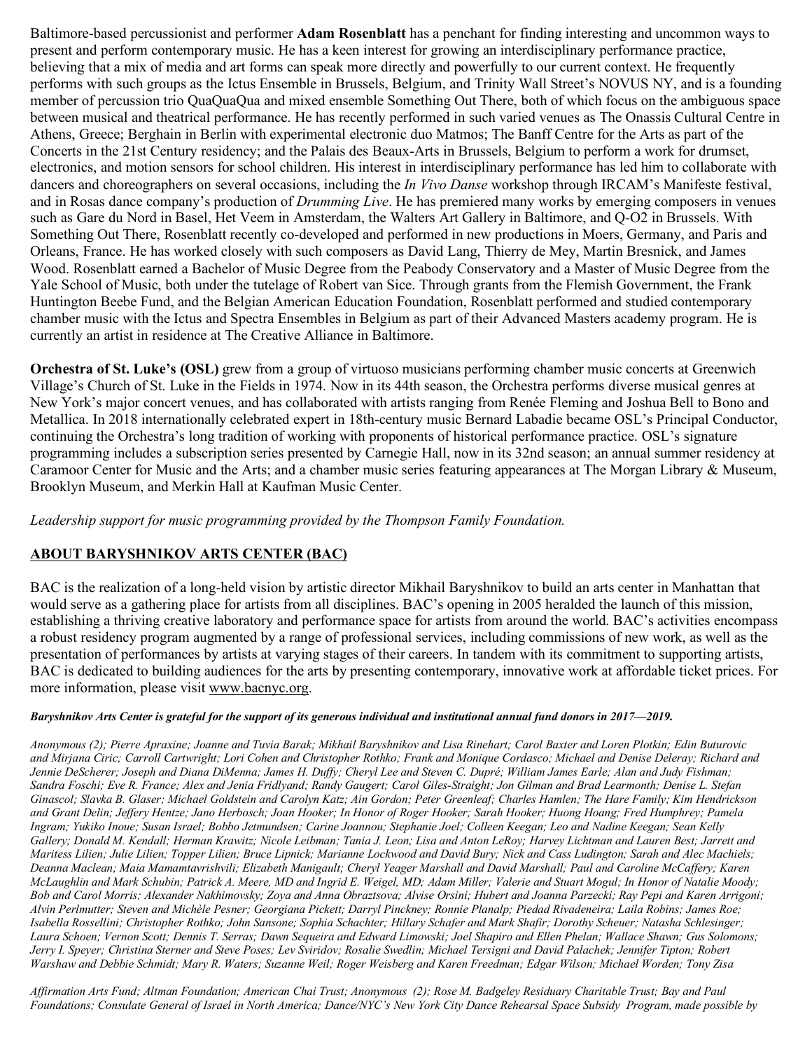Baltimore-based percussionist and performer **Adam Rosenblatt** has a penchant for finding interesting and uncommon ways to present and perform contemporary music. He has a keen interest for growing an interdisciplinary performance practice, believing that a mix of media and art forms can speak more directly and powerfully to our current context. He frequently performs with such groups as the Ictus Ensemble in Brussels, Belgium, and Trinity Wall Street's NOVUS NY, and is a founding member of percussion trio QuaQuaQua and mixed ensemble Something Out There, both of which focus on the ambiguous space between musical and theatrical performance. He has recently performed in such varied venues as The Onassis Cultural Centre in Athens, Greece; Berghain in Berlin with experimental electronic duo Matmos; The Banff Centre for the Arts as part of the Concerts in the 21st Century residency; and the Palais des Beaux-Arts in Brussels, Belgium to perform a work for drumset, electronics, and motion sensors for school children. His interest in interdisciplinary performance has led him to collaborate with dancers and choreographers on several occasions, including the *In Vivo Danse* workshop through IRCAM's Manifeste festival, and in Rosas dance company's production of *Drumming Live*. He has premiered many works by emerging composers in venues such as Gare du Nord in Basel, Het Veem in Amsterdam, the Walters Art Gallery in Baltimore, and Q-O2 in Brussels. With Something Out There, Rosenblatt recently co-developed and performed in new productions in Moers, Germany, and Paris and Orleans, France. He has worked closely with such composers as David Lang, Thierry de Mey, Martin Bresnick, and James Wood. Rosenblatt earned a Bachelor of Music Degree from the Peabody Conservatory and a Master of Music Degree from the Yale School of Music, both under the tutelage of Robert van Sice. Through grants from the Flemish Government, the Frank Huntington Beebe Fund, and the Belgian American Education Foundation, Rosenblatt performed and studied contemporary chamber music with the Ictus and Spectra Ensembles in Belgium as part of their Advanced Masters academy program. He is currently an artist in residence at The Creative Alliance in Baltimore.

**Orchestra of St. Luke's (OSL)** grew from a group of virtuoso musicians performing chamber music concerts at Greenwich Village's Church of St. Luke in the Fields in 1974. Now in its 44th season, the Orchestra performs diverse musical genres at New York's major concert venues, and has collaborated with artists ranging from Renée Fleming and Joshua Bell to Bono and Metallica. In 2018 internationally celebrated expert in 18th-century music Bernard Labadie became OSL's Principal Conductor, continuing the Orchestra's long tradition of working with proponents of historical performance practice. OSL's signature programming includes a subscription series presented by Carnegie Hall, now in its 32nd season; an annual summer residency at Caramoor Center for Music and the Arts; and a chamber music series featuring appearances at The Morgan Library & Museum, Brooklyn Museum, and Merkin Hall at Kaufman Music Center.

*Leadership support for music programming provided by the Thompson Family Foundation.*

## ABOUT BARYSHNIKOV ARTS CENTER (BAC)

BAC is the realization of a long-held vision by artistic director Mikhail Baryshnikov to build an arts center in Manhattan that would serve as a gathering place for artists from all disciplines. BAC's opening in 2005 heralded the launch of this mission, establishing a thriving creative laboratory and performance space for artists from around the world. BAC's activities encompass a robust residency program augmented by a range of professional services, including commissions of new work, as well as the presentation of performances by artists at varying stages of their careers. In tandem with its commitment to supporting artists, BAC is dedicated to building audiences for the arts by presenting contemporary, innovative work at affordable ticket prices. For more information, please visit www.bacnyc.org.

***Baryshnikov Arts Center is grateful for the support of its generous individual and institutional annual fund donors in 2017—2019.***

*Anonymous (2); Pierre Apraxine; Joanne and Tuvia Barak; Mikhail Baryshnikov and Lisa Rinehart; Carol Baxter and Loren Plotkin; Edin Buturovic and Mirjana Ciric; Carroll Cartwright; Lori Cohen and Christopher Rothko; Frank and Monique Cordasco; Michael and Denise Deleray; Richard and Jennie DeScherer; Joseph and Diana DiMenna; James H. Duffy; Cheryl Lee and Steven C. Dupré; William James Earle; Alan and Judy Fishman; Sandra Foschi; Eve R. France; Alex and Jenia Fridlyand; Randy Gaugert; Carol Giles-Straight; Jon Gilman and Brad Learmonth; Denise L. Stefan Ginascol; Slavka B. Glaser; Michael Goldstein and Carolyn Katz; Ain Gordon; Peter Greenleaf; Charles Hamlen; The Hare Family; Kim Hendrickson and Grant Delin; Jeffery Hentze; Jano Herbosch; Joan Hooker; In Honor of Roger Hooker; Sarah Hooker; Huong Hoang; Fred Humphrey; Pamela Ingram; Yukiko Inoue; Susan Israel; Bobbo Jetmundsen; Carine Joannou; Stephanie Joel; Colleen Keegan; Leo and Nadine Keegan; Sean Kelly Gallery; Donald M. Kendall; Herman Krawitz; Nicole Leibman; Tania J. Leon; Lisa and Anton LeRoy; Harvey Lichtman and Lauren Best; Jarrett and Maritess Lilien; Julie Lilien; Topper Lilien; Bruce Lipnick; Marianne Lockwood and David Bury; Nick and Cass Ludington; Sarah and Alec Machiels; Deanna Maclean; Maia Mamamtavrishvili; Elizabeth Manigault; Cheryl Yeager Marshall and David Marshall; Paul and Caroline McCaffery; Karen McLaughlin and Mark Schubin; Patrick A. Meere, MD and Ingrid E. Weigel, MD; Adam Miller; Valerie and Stuart Mogul; In Honor of Natalie Moody; Bob and Carol Morris; Alexander Nakhimovsky; Zoya and Anna Obraztsova; Alvise Orsini; Hubert and Joanna Parzecki; Ray Pepi and Karen Arrigoni; Alvin Perlmutter; Steven and Michèle Pesner; Georgiana Pickett; Darryl Pinckney; Ronnie Planalp; Piedad Rivadeneira; Laila Robins; James Roe; Isabella Rossellini; Christopher Rothko; John Sansone; Sophia Schachter; Hillary Schafer and Mark Shafir; Dorothy Scheuer; Natasha Schlesinger; Laura Schoen; Vernon Scott; Dennis T. Serras; Dawn Sequeira and Edward Limowski; Joel Shapiro and Ellen Phelan; Wallace Shawn; Gus Solomons; Jerry I. Speyer; Christina Sterner and Steve Poses; Lev Sviridov; Rosalie Swedlin; Michael Tersigni and David Palachek; Jennifer Tipton; Robert Warshaw and Debbie Schmidt; Mary R. Waters; Suzanne Weil; Roger Weisberg and Karen Freedman; Edgar Wilson; Michael Worden; Tony Zisa*

*Affirmation Arts Fund; Altman Foundation; American Chai Trust; Anonymous (2); Rose M. Badgeley Residuary Charitable Trust; Bay and Paul Foundations; Consulate General of Israel in North America; Dance/NYC's New York City Dance Rehearsal Space Subsidy Program, made possible by*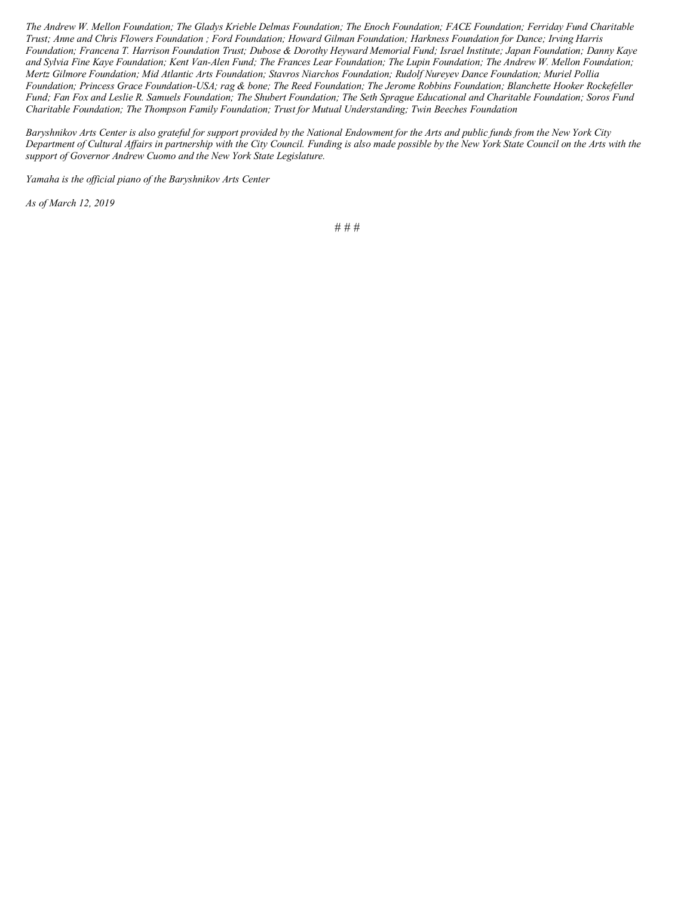*The Andrew W. Mellon Foundation; The Gladys Krieble Delmas Foundation; The Enoch Foundation; FACE Foundation; Ferriday Fund Charitable Trust; Anne and Chris Flowers Foundation ; Ford Foundation; Howard Gilman Foundation; Harkness Foundation for Dance; Irving Harris Foundation; Francena T. Harrison Foundation Trust; Dubose & Dorothy Heyward Memorial Fund; Israel Institute; Japan Foundation; Danny Kaye and Sylvia Fine Kaye Foundation; Kent Van-Alen Fund; The Frances Lear Foundation; The Lupin Foundation; The Andrew W. Mellon Foundation; Mertz Gilmore Foundation; Mid Atlantic Arts Foundation; Stavros Niarchos Foundation; Rudolf Nureyev Dance Foundation; Muriel Pollia Foundation; Princess Grace Foundation-USA; rag & bone; The Reed Foundation; The Jerome Robbins Foundation; Blanchette Hooker Rockefeller Fund; Fan Fox and Leslie R. Samuels Foundation; The Shubert Foundation; The Seth Sprague Educational and Charitable Foundation; Soros Fund Charitable Foundation; The Thompson Family Foundation; Trust for Mutual Understanding; Twin Beeches Foundation*

*Baryshnikov Arts Center is also grateful for support provided by the National Endowment for the Arts and public funds from the New York City Department of Cultural Affairs in partnership with the City Council. Funding is also made possible by the New York State Council on the Arts with the support of Governor Andrew Cuomo and the New York State Legislature.*

*Yamaha is the official piano of the Baryshnikov Arts Center*

*As of March 12, 2019*

# # #